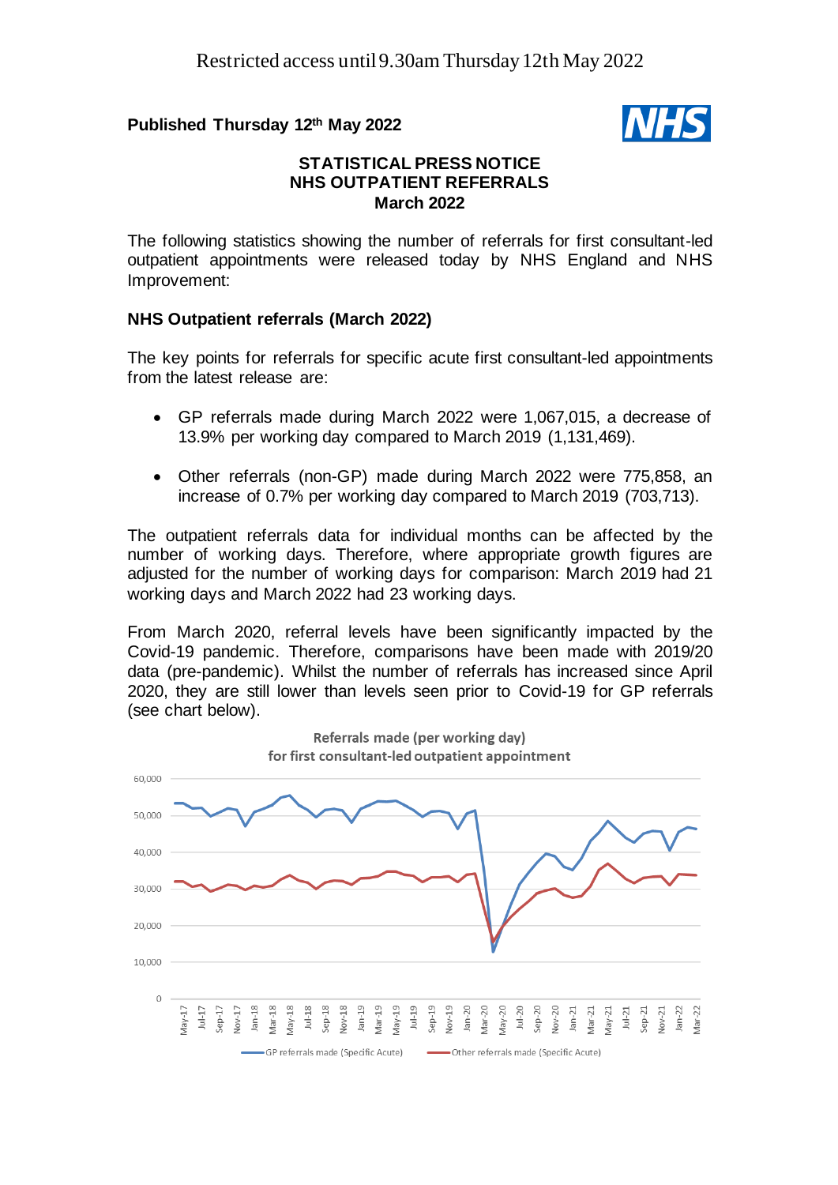Restricted access until 9.30am Thursday 12th May 2022

**Published Thursday 12th May 2022**

# STATISTICAL PRESS NOTICE
# NHS OUTPATIENT REFERRALS
# March 2022

The following statistics showing the number of referrals for first consultant-led outpatient appointments were released today by NHS England and NHS Improvement:

## NHS Outpatient referrals (March 2022)

The key points for referrals for specific acute first consultant-led appointments from the latest release are:

- GP referrals made during March 2022 were 1,067,015, a decrease of 13.9% per working day compared to March 2019 (1,131,469).
- Other referrals (non-GP) made during March 2022 were 775,858, an increase of 0.7% per working day compared to March 2019 (703,713).

The outpatient referrals data for individual months can be affected by the number of working days. Therefore, where appropriate growth figures are adjusted for the number of working days for comparison: March 2019 had 21 working days and March 2022 had 23 working days.

From March 2020, referral levels have been significantly impacted by the Covid-19 pandemic. Therefore, comparisons have been made with 2019/20 data (pre-pandemic). Whilst the number of referrals has increased since April 2020, they are still lower than levels seen prior to Covid-19 for GP referrals (see chart below).

Referrals made (per working day) for first consultant-led outpatient appointment

GP referrals made (Specific Acute) — Other referrals made (Specific Acute)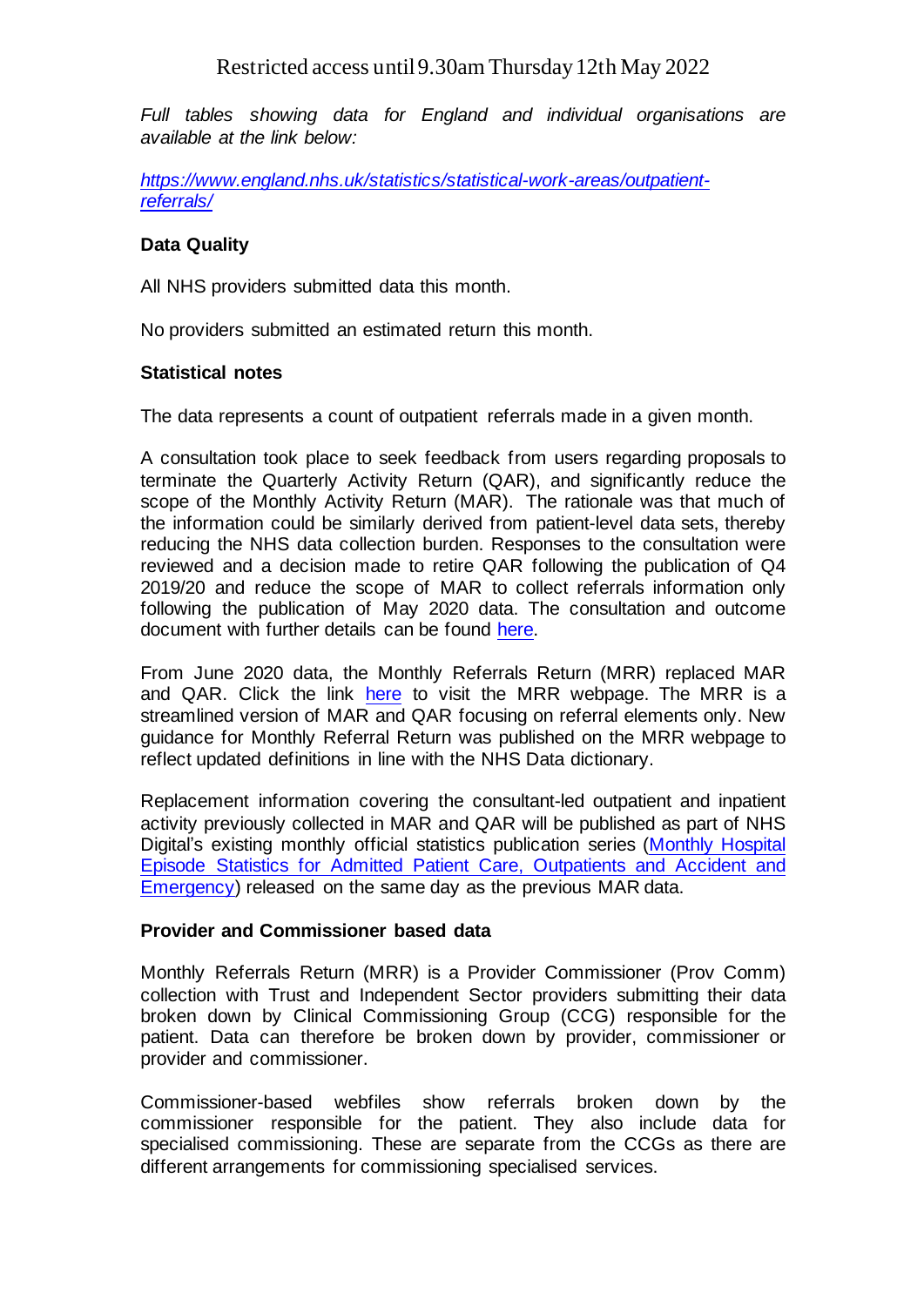*Full tables showing data for England and individual organisations are available at the link below:*

*[https://www.england.nhs.uk/statistics/statistical-work-areas/outpatient-referrals/](https://www.england.nhs.uk/statistics/statistical-work-areas/outpatient-referrals/)*

**Data Quality**

All NHS providers submitted data this month.

No providers submitted an estimated return this month.

**Statistical notes**

The data represents a count of outpatient referrals made in a given month.

A consultation took place to seek feedback from users regarding proposals to terminate the Quarterly Activity Return (QAR), and significantly reduce the scope of the Monthly Activity Return (MAR). The rationale was that much of the information could be similarly derived from patient-level data sets, thereby reducing the NHS data collection burden. Responses to the consultation were reviewed and a decision made to retire QAR following the publication of Q4 2019/20 and reduce the scope of MAR to collect referrals information only following the publication of May 2020 data. The consultation and outcome document with further details can be found here.

From June 2020 data, the Monthly Referrals Return (MRR) replaced MAR and QAR. Click the link here to visit the MRR webpage. The MRR is a streamlined version of MAR and QAR focusing on referral elements only. New guidance for Monthly Referral Return was published on the MRR webpage to reflect updated definitions in line with the NHS Data dictionary.

Replacement information covering the consultant-led outpatient and inpatient activity previously collected in MAR and QAR will be published as part of NHS Digital's existing monthly official statistics publication series (Monthly Hospital Episode Statistics for Admitted Patient Care, Outpatients and Accident and Emergency) released on the same day as the previous MAR data.

**Provider and Commissioner based data**

Monthly Referrals Return (MRR) is a Provider Commissioner (Prov Comm) collection with Trust and Independent Sector providers submitting their data broken down by Clinical Commissioning Group (CCG) responsible for the patient. Data can therefore be broken down by provider, commissioner or provider and commissioner.

Commissioner-based webfiles show referrals broken down by the commissioner responsible for the patient. They also include data for specialised commissioning. These are separate from the CCGs as there are different arrangements for commissioning specialised services.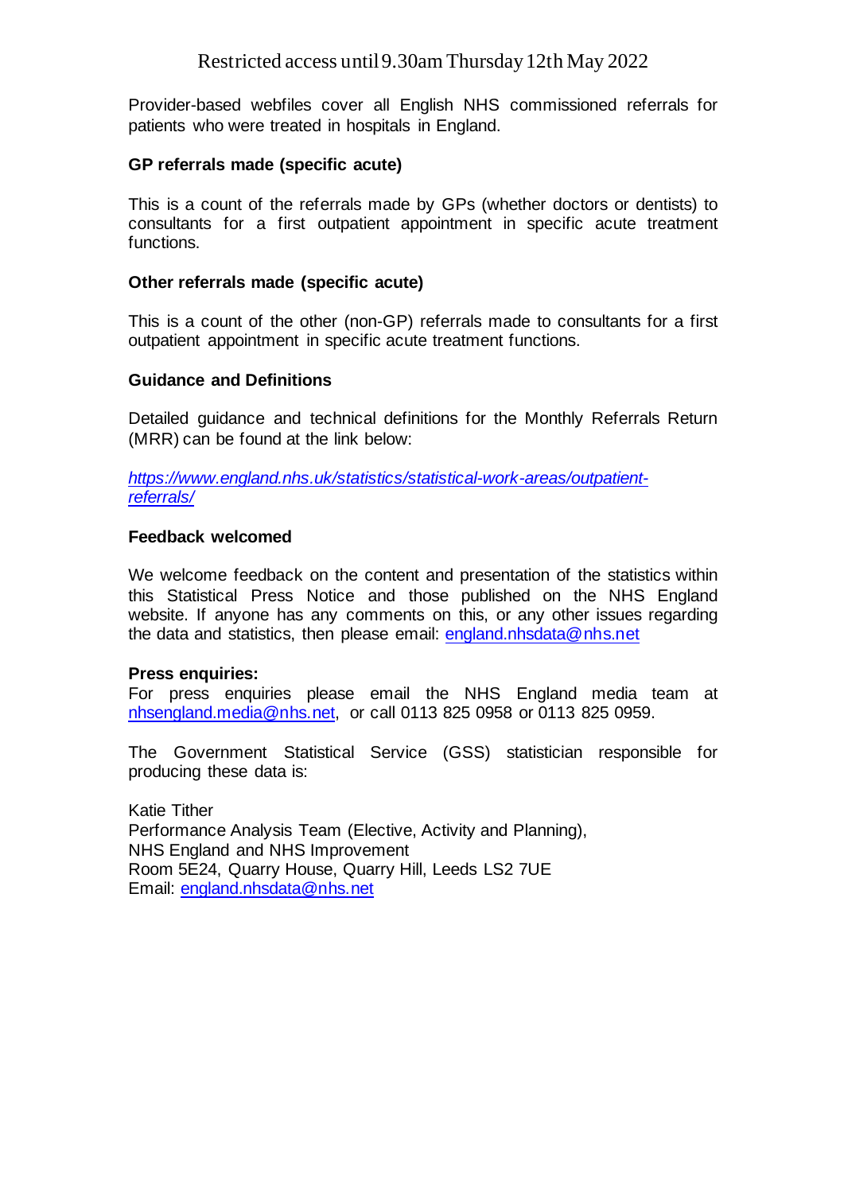Restricted access until 9.30am Thursday 12th May 2022

Provider-based webfiles cover all English NHS commissioned referrals for patients who were treated in hospitals in England.

**GP referrals made (specific acute)**

This is a count of the referrals made by GPs (whether doctors or dentists) to consultants for a first outpatient appointment in specific acute treatment functions.

**Other referrals made (specific acute)**

This is a count of the other (non-GP) referrals made to consultants for a first outpatient appointment in specific acute treatment functions.

**Guidance and Definitions**

Detailed guidance and technical definitions for the Monthly Referrals Return (MRR) can be found at the link below:

*https://www.england.nhs.uk/statistics/statistical-work-areas/outpatient-referrals/*

**Feedback welcomed**

We welcome feedback on the content and presentation of the statistics within this Statistical Press Notice and those published on the NHS England website. If anyone has any comments on this, or any other issues regarding the data and statistics, then please email: england.nhsdata@nhs.net

**Press enquiries:**
For press enquiries please email the NHS England media team at nhsengland.media@nhs.net, or call 0113 825 0958 or 0113 825 0959.

The Government Statistical Service (GSS) statistician responsible for producing these data is:

Katie Tither
Performance Analysis Team (Elective, Activity and Planning),
NHS England and NHS Improvement
Room 5E24, Quarry House, Quarry Hill, Leeds LS2 7UE
Email: england.nhsdata@nhs.net